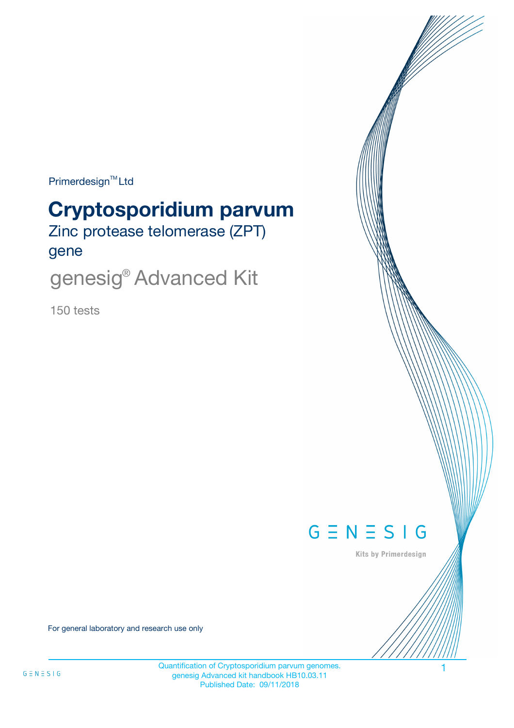Primerdesign™ Ltd

# Cryptosporidium parvum

## Zinc protease telomerase (ZPT) gene

## genesig® Advanced Kit

150 tests

GENESIG

Kits by Primerdesign

For general laboratory and research use only

Quantification of Cryptosporidium parvum genomes.
genesig Advanced kit handbook HB10.03.11
Published Date: 09/11/2018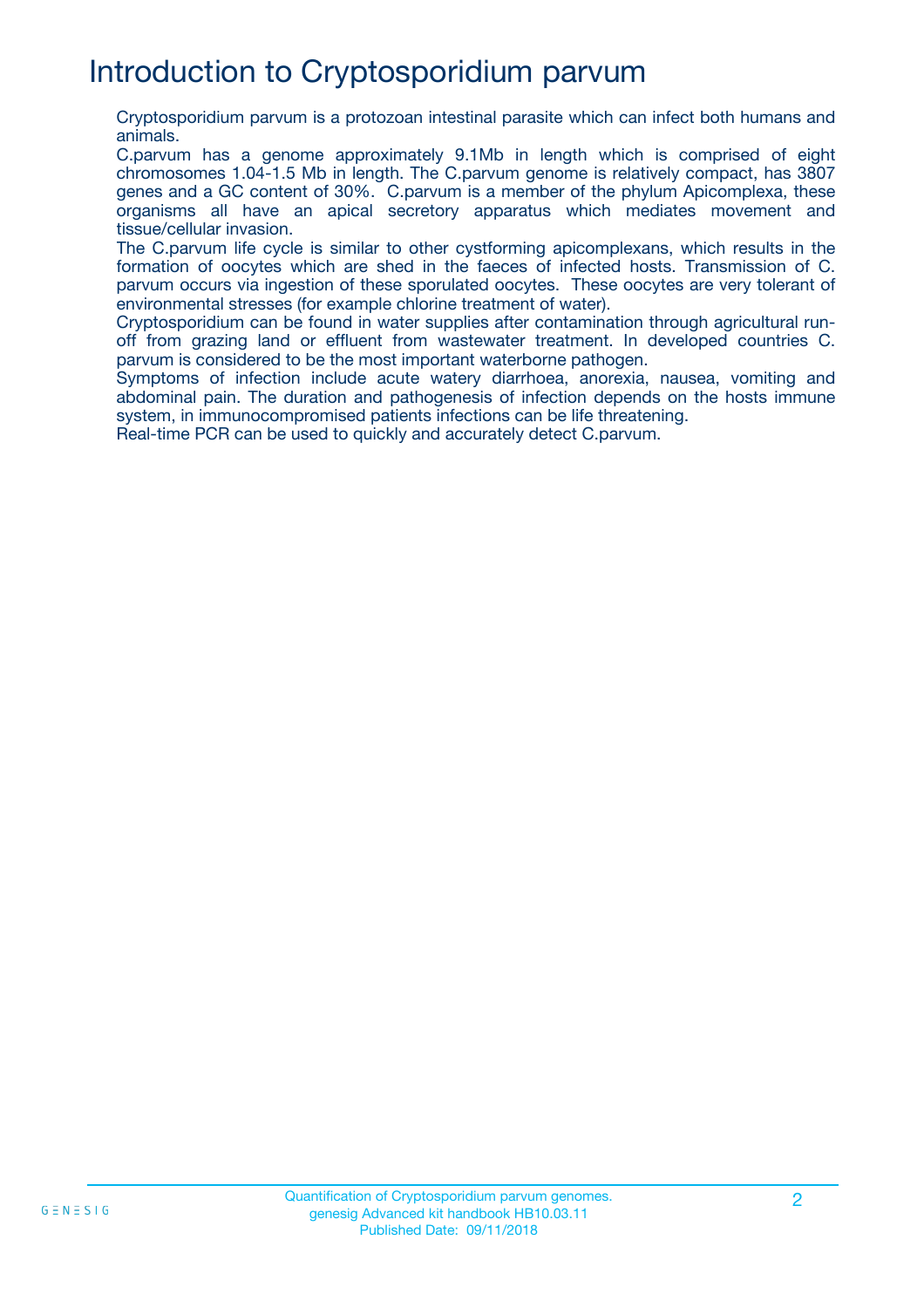# Introduction to Cryptosporidium parvum

Cryptosporidium parvum is a protozoan intestinal parasite which can infect both humans and animals.

C.parvum has a genome approximately 9.1Mb in length which is comprised of eight chromosomes 1.04-1.5 Mb in length. The C.parvum genome is relatively compact, has 3807 genes and a GC content of 30%. C.parvum is a member of the phylum Apicomplexa, these organisms all have an apical secretory apparatus which mediates movement and tissue/cellular invasion.

The C.parvum life cycle is similar to other cystforming apicomplexans, which results in the formation of oocytes which are shed in the faeces of infected hosts. Transmission of C. parvum occurs via ingestion of these sporulated oocytes. These oocytes are very tolerant of environmental stresses (for example chlorine treatment of water).

Cryptosporidium can be found in water supplies after contamination through agricultural run-off from grazing land or effluent from wastewater treatment. In developed countries C. parvum is considered to be the most important waterborne pathogen.

Symptoms of infection include acute watery diarrhoea, anorexia, nausea, vomiting and abdominal pain. The duration and pathogenesis of infection depends on the hosts immune system, in immunocompromised patients infections can be life threatening.

Real-time PCR can be used to quickly and accurately detect C.parvum.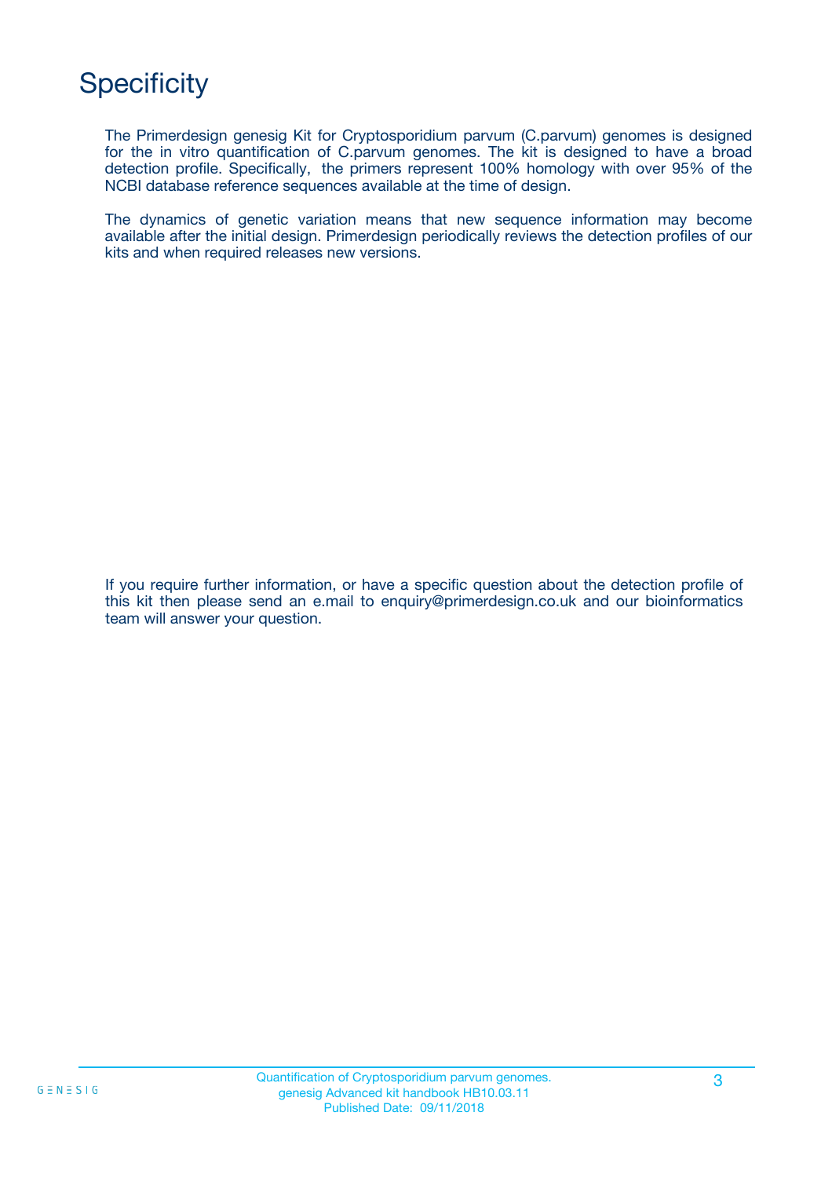# Specificity

The Primerdesign genesig Kit for Cryptosporidium parvum (C.parvum) genomes is designed for the in vitro quantification of C.parvum genomes. The kit is designed to have a broad detection profile. Specifically, the primers represent 100% homology with over 95% of the NCBI database reference sequences available at the time of design.

The dynamics of genetic variation means that new sequence information may become available after the initial design. Primerdesign periodically reviews the detection profiles of our kits and when required releases new versions.

If you require further information, or have a specific question about the detection profile of this kit then please send an e.mail to enquiry@primerdesign.co.uk and our bioinformatics team will answer your question.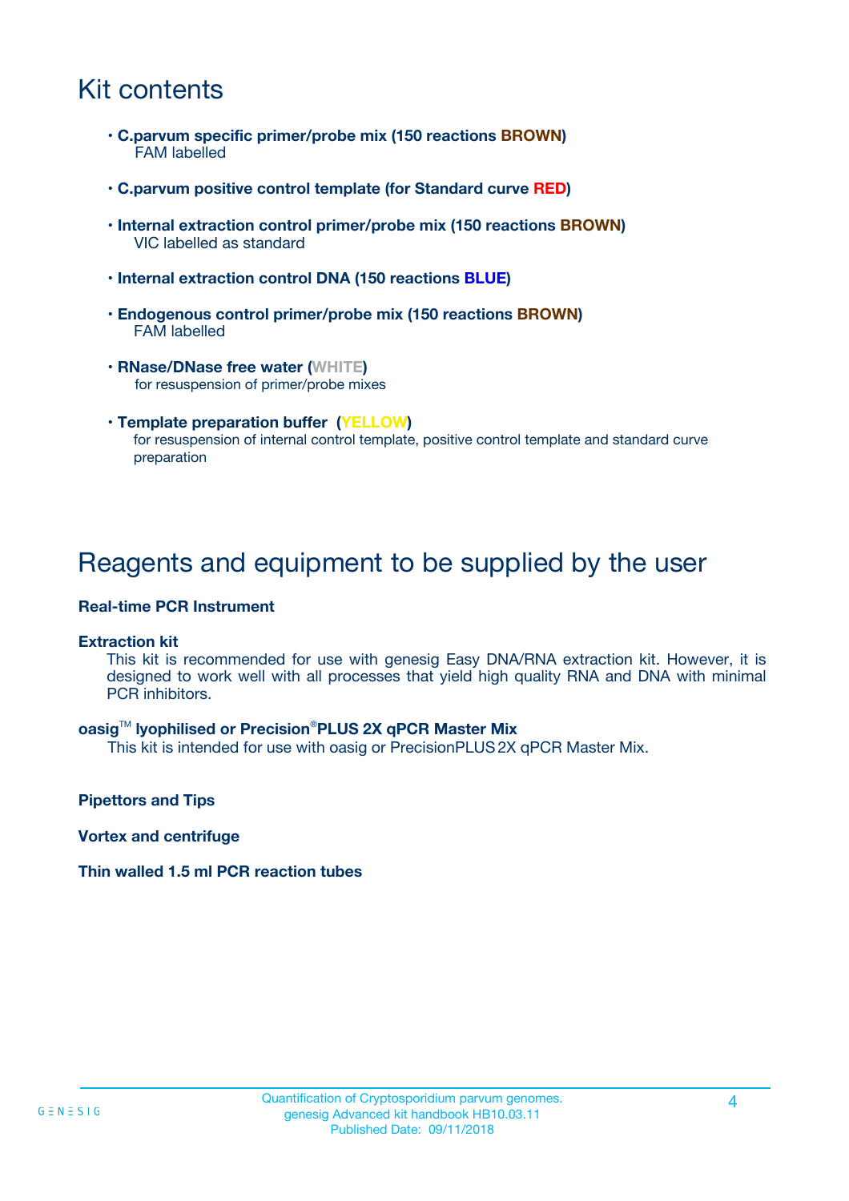# Kit contents

- **C.parvum specific primer/probe mix (150 reactions BROWN)**
  FAM labelled
- **C.parvum positive control template (for Standard curve RED)**
- **Internal extraction control primer/probe mix (150 reactions BROWN)**
  VIC labelled as standard
- **Internal extraction control DNA (150 reactions BLUE)**
- **Endogenous control primer/probe mix (150 reactions BROWN)**
  FAM labelled
- **RNase/DNase free water (WHITE)**
  for resuspension of primer/probe mixes
- **Template preparation buffer (YELLOW)**
  for resuspension of internal control template, positive control template and standard curve preparation

# Reagents and equipment to be supplied by the user

**Real-time PCR Instrument**

**Extraction kit**

This kit is recommended for use with genesig Easy DNA/RNA extraction kit. However, it is designed to work well with all processes that yield high quality RNA and DNA with minimal PCR inhibitors.

**oasig™ lyophilised or Precision®PLUS 2X qPCR Master Mix**

This kit is intended for use with oasig or PrecisionPLUS 2X qPCR Master Mix.

**Pipettors and Tips**

**Vortex and centrifuge**

**Thin walled 1.5 ml PCR reaction tubes**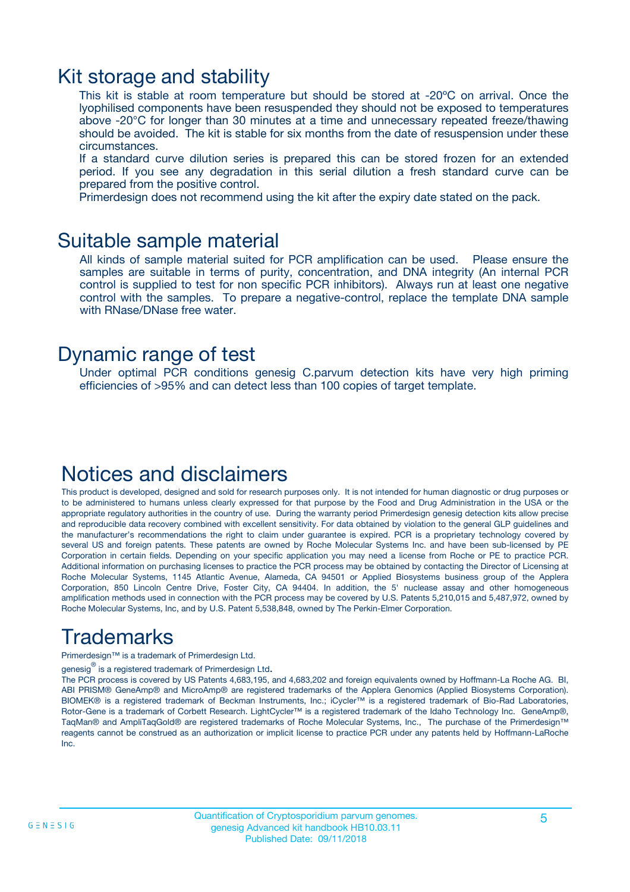## Kit storage and stability

This kit is stable at room temperature but should be stored at -20ºC on arrival. Once the lyophilised components have been resuspended they should not be exposed to temperatures above -20°C for longer than 30 minutes at a time and unnecessary repeated freeze/thawing should be avoided. The kit is stable for six months from the date of resuspension under these circumstances.

If a standard curve dilution series is prepared this can be stored frozen for an extended period. If you see any degradation in this serial dilution a fresh standard curve can be prepared from the positive control.

Primerdesign does not recommend using the kit after the expiry date stated on the pack.

## Suitable sample material

All kinds of sample material suited for PCR amplification can be used. Please ensure the samples are suitable in terms of purity, concentration, and DNA integrity (An internal PCR control is supplied to test for non specific PCR inhibitors). Always run at least one negative control with the samples. To prepare a negative-control, replace the template DNA sample with RNase/DNase free water.

## Dynamic range of test

Under optimal PCR conditions genesig C.parvum detection kits have very high priming efficiencies of >95% and can detect less than 100 copies of target template.

## Notices and disclaimers

This product is developed, designed and sold for research purposes only. It is not intended for human diagnostic or drug purposes or to be administered to humans unless clearly expressed for that purpose by the Food and Drug Administration in the USA or the appropriate regulatory authorities in the country of use. During the warranty period Primerdesign genesig detection kits allow precise and reproducible data recovery combined with excellent sensitivity. For data obtained by violation to the general GLP guidelines and the manufacturer's recommendations the right to claim under guarantee is expired. PCR is a proprietary technology covered by several US and foreign patents. These patents are owned by Roche Molecular Systems Inc. and have been sub-licensed by PE Corporation in certain fields. Depending on your specific application you may need a license from Roche or PE to practice PCR. Additional information on purchasing licenses to practice the PCR process may be obtained by contacting the Director of Licensing at Roche Molecular Systems, 1145 Atlantic Avenue, Alameda, CA 94501 or Applied Biosystems business group of the Applera Corporation, 850 Lincoln Centre Drive, Foster City, CA 94404. In addition, the 5' nuclease assay and other homogeneous amplification methods used in connection with the PCR process may be covered by U.S. Patents 5,210,015 and 5,487,972, owned by Roche Molecular Systems, Inc, and by U.S. Patent 5,538,848, owned by The Perkin-Elmer Corporation.

## Trademarks

Primerdesign™ is a trademark of Primerdesign Ltd.

genesig® is a registered trademark of Primerdesign Ltd.

The PCR process is covered by US Patents 4,683,195, and 4,683,202 and foreign equivalents owned by Hoffmann-La Roche AG. BI, ABI PRISM® GeneAmp® and MicroAmp® are registered trademarks of the Applera Genomics (Applied Biosystems Corporation). BIOMEK® is a registered trademark of Beckman Instruments, Inc.; iCycler™ is a registered trademark of Bio-Rad Laboratories, Rotor-Gene is a trademark of Corbett Research. LightCycler™ is a registered trademark of the Idaho Technology Inc. GeneAmp®, TaqMan® and AmpliTaqGold® are registered trademarks of Roche Molecular Systems, Inc., The purchase of the Primerdesign™ reagents cannot be construed as an authorization or implicit license to practice PCR under any patents held by Hoffmann-LaRoche Inc.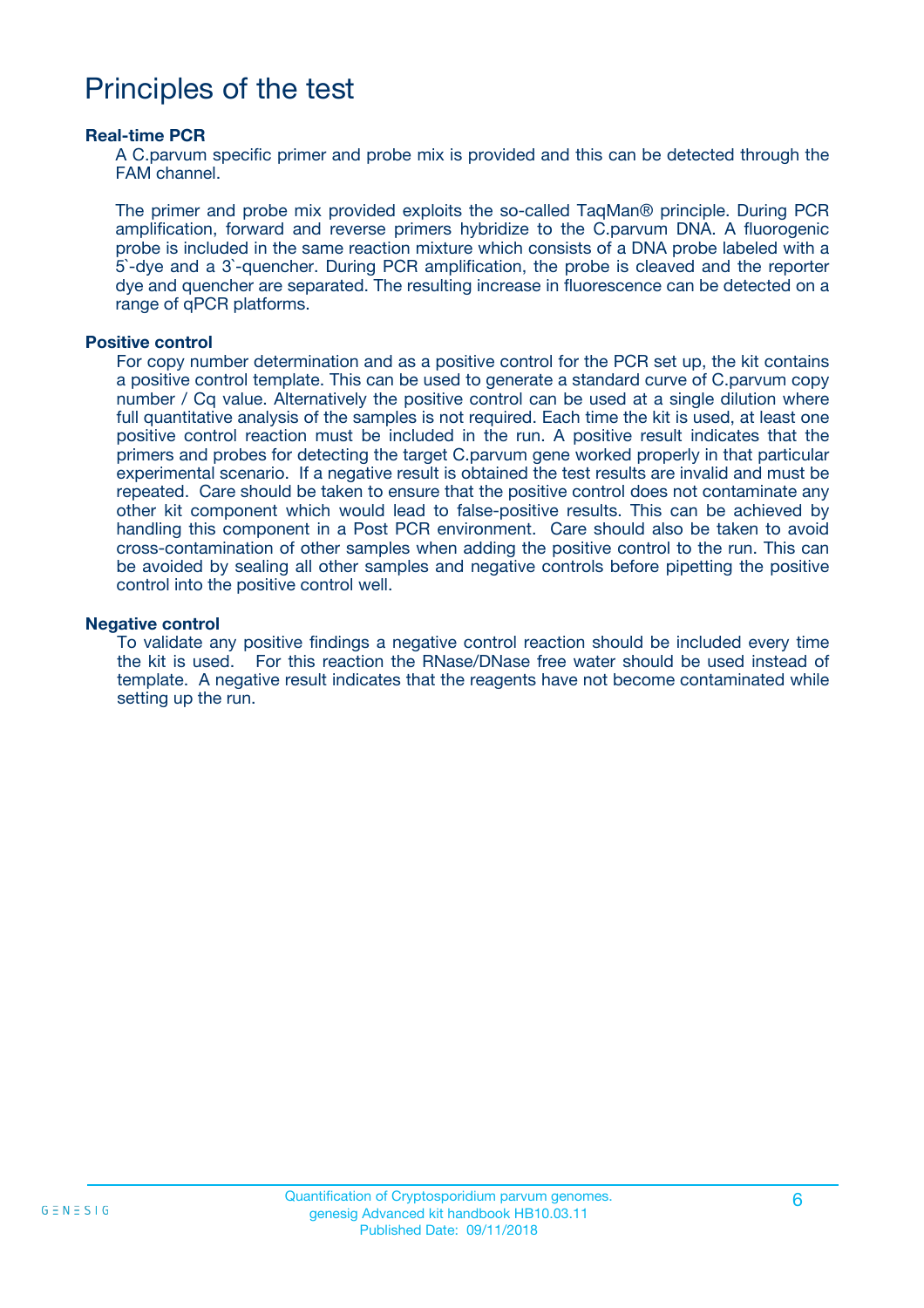# Principles of the test

### Real-time PCR

A C.parvum specific primer and probe mix is provided and this can be detected through the FAM channel.

The primer and probe mix provided exploits the so-called TaqMan® principle. During PCR amplification, forward and reverse primers hybridize to the C.parvum DNA. A fluorogenic probe is included in the same reaction mixture which consists of a DNA probe labeled with a 5`-dye and a 3`-quencher. During PCR amplification, the probe is cleaved and the reporter dye and quencher are separated. The resulting increase in fluorescence can be detected on a range of qPCR platforms.

### Positive control

For copy number determination and as a positive control for the PCR set up, the kit contains a positive control template. This can be used to generate a standard curve of C.parvum copy number / Cq value. Alternatively the positive control can be used at a single dilution where full quantitative analysis of the samples is not required. Each time the kit is used, at least one positive control reaction must be included in the run. A positive result indicates that the primers and probes for detecting the target C.parvum gene worked properly in that particular experimental scenario. If a negative result is obtained the test results are invalid and must be repeated. Care should be taken to ensure that the positive control does not contaminate any other kit component which would lead to false-positive results. This can be achieved by handling this component in a Post PCR environment. Care should also be taken to avoid cross-contamination of other samples when adding the positive control to the run. This can be avoided by sealing all other samples and negative controls before pipetting the positive control into the positive control well.

### Negative control

To validate any positive findings a negative control reaction should be included every time the kit is used. For this reaction the RNase/DNase free water should be used instead of template. A negative result indicates that the reagents have not become contaminated while setting up the run.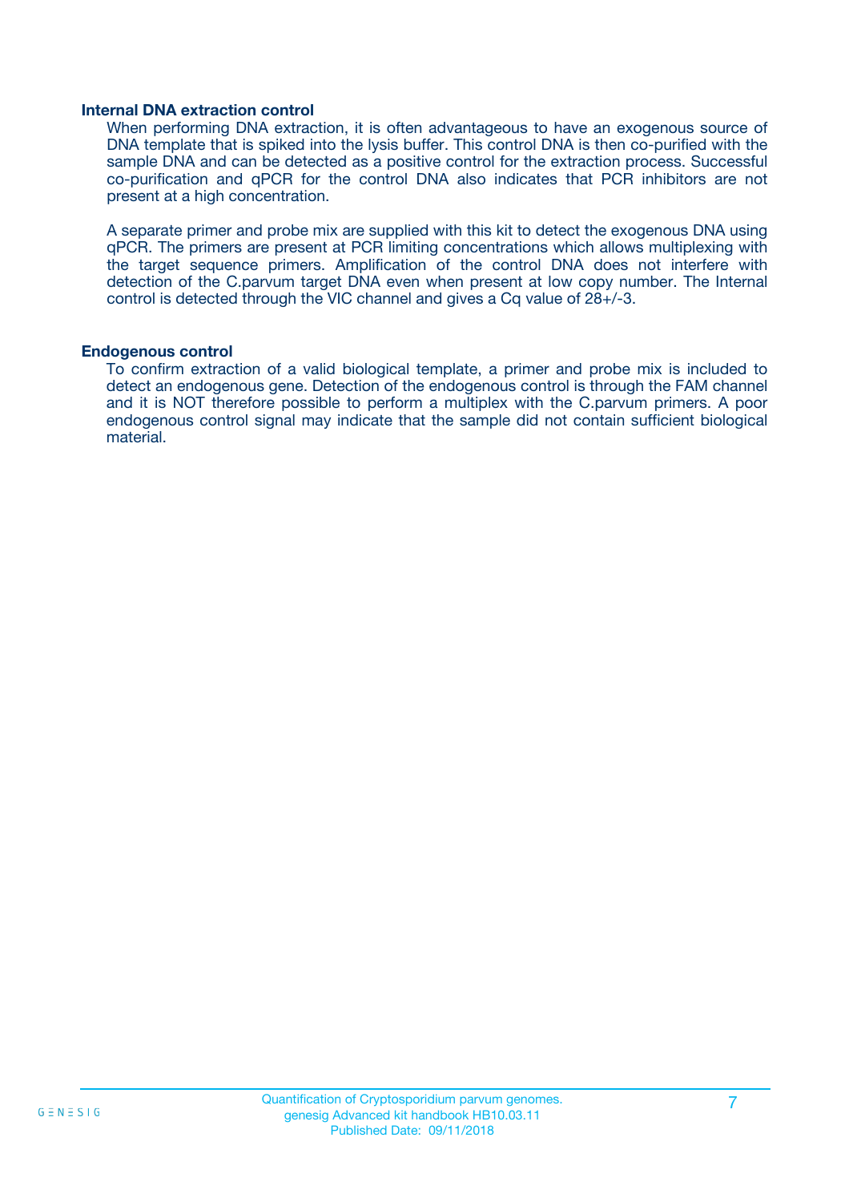### Internal DNA extraction control

When performing DNA extraction, it is often advantageous to have an exogenous source of DNA template that is spiked into the lysis buffer. This control DNA is then co-purified with the sample DNA and can be detected as a positive control for the extraction process. Successful co-purification and qPCR for the control DNA also indicates that PCR inhibitors are not present at a high concentration.

A separate primer and probe mix are supplied with this kit to detect the exogenous DNA using qPCR. The primers are present at PCR limiting concentrations which allows multiplexing with the target sequence primers. Amplification of the control DNA does not interfere with detection of the C.parvum target DNA even when present at low copy number. The Internal control is detected through the VIC channel and gives a Cq value of 28+/-3.

### Endogenous control

To confirm extraction of a valid biological template, a primer and probe mix is included to detect an endogenous gene. Detection of the endogenous control is through the FAM channel and it is NOT therefore possible to perform a multiplex with the C.parvum primers. A poor endogenous control signal may indicate that the sample did not contain sufficient biological material.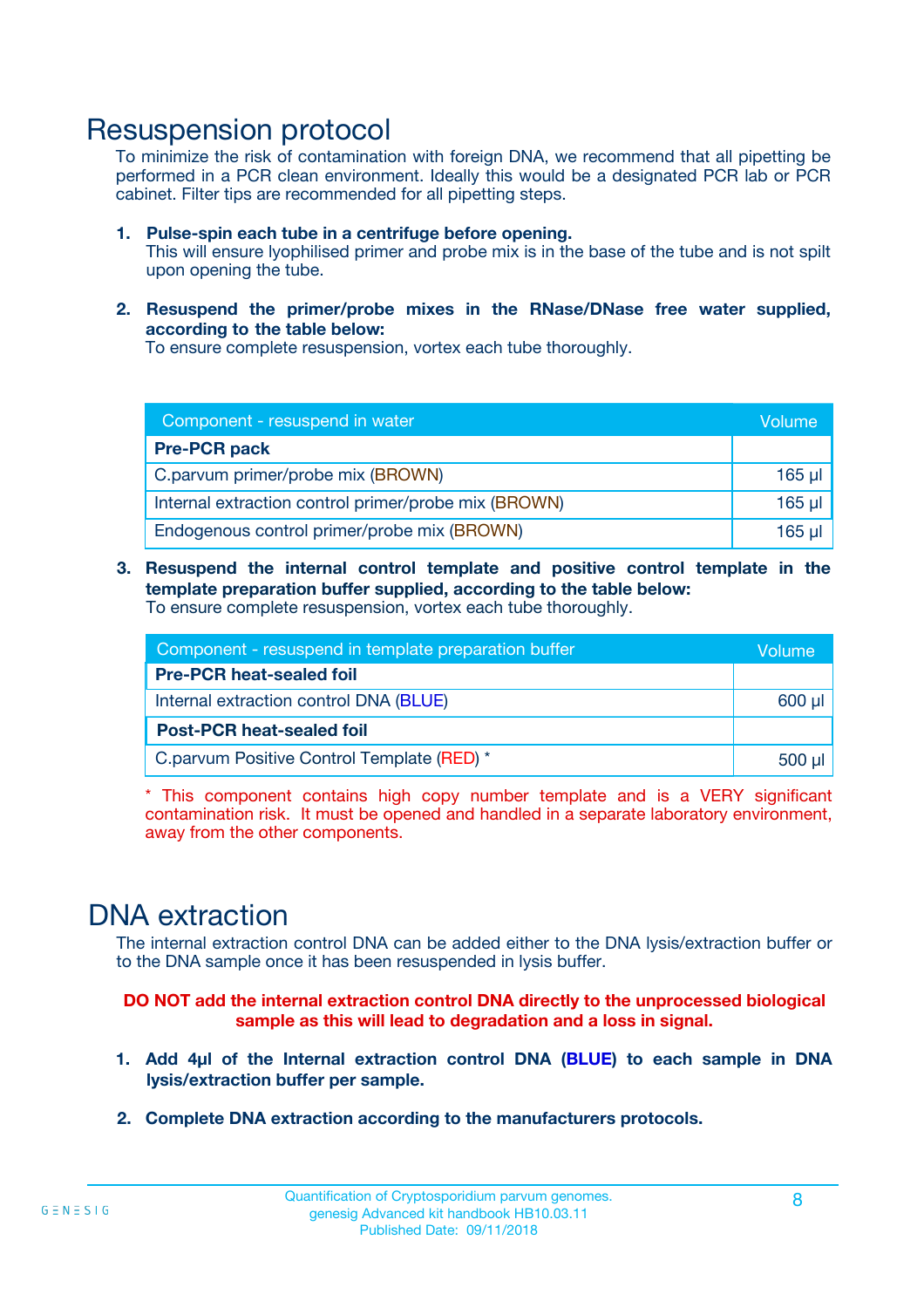# Resuspension protocol

To minimize the risk of contamination with foreign DNA, we recommend that all pipetting be performed in a PCR clean environment. Ideally this would be a designated PCR lab or PCR cabinet. Filter tips are recommended for all pipetting steps.

1. **Pulse-spin each tube in a centrifuge before opening.**
   This will ensure lyophilised primer and probe mix is in the base of the tube and is not spilt upon opening the tube.

2. **Resuspend the primer/probe mixes in the RNase/DNase free water supplied, according to the table below:**
   To ensure complete resuspension, vortex each tube thoroughly.

| Component - resuspend in water | Volume |
|---|---|
| **Pre-PCR pack** | |
| C.parvum primer/probe mix (BROWN) | 165 µl |
| Internal extraction control primer/probe mix (BROWN) | 165 µl |
| Endogenous control primer/probe mix (BROWN) | 165 µl |

3. **Resuspend the internal control template and positive control template in the template preparation buffer supplied, according to the table below:**
   To ensure complete resuspension, vortex each tube thoroughly.

| Component - resuspend in template preparation buffer | Volume |
|---|---|
| **Pre-PCR heat-sealed foil** | |
| Internal extraction control DNA (BLUE) | 600 µl |
| **Post-PCR heat-sealed foil** | |
| C.parvum Positive Control Template (RED) * | 500 µl |

* This component contains high copy number template and is a VERY significant contamination risk. It must be opened and handled in a separate laboratory environment, away from the other components.

# DNA extraction

The internal extraction control DNA can be added either to the DNA lysis/extraction buffer or to the DNA sample once it has been resuspended in lysis buffer.

**DO NOT add the internal extraction control DNA directly to the unprocessed biological sample as this will lead to degradation and a loss in signal.**

1. **Add 4µl of the Internal extraction control DNA (BLUE) to each sample in DNA lysis/extraction buffer per sample.**

2. **Complete DNA extraction according to the manufacturers protocols.**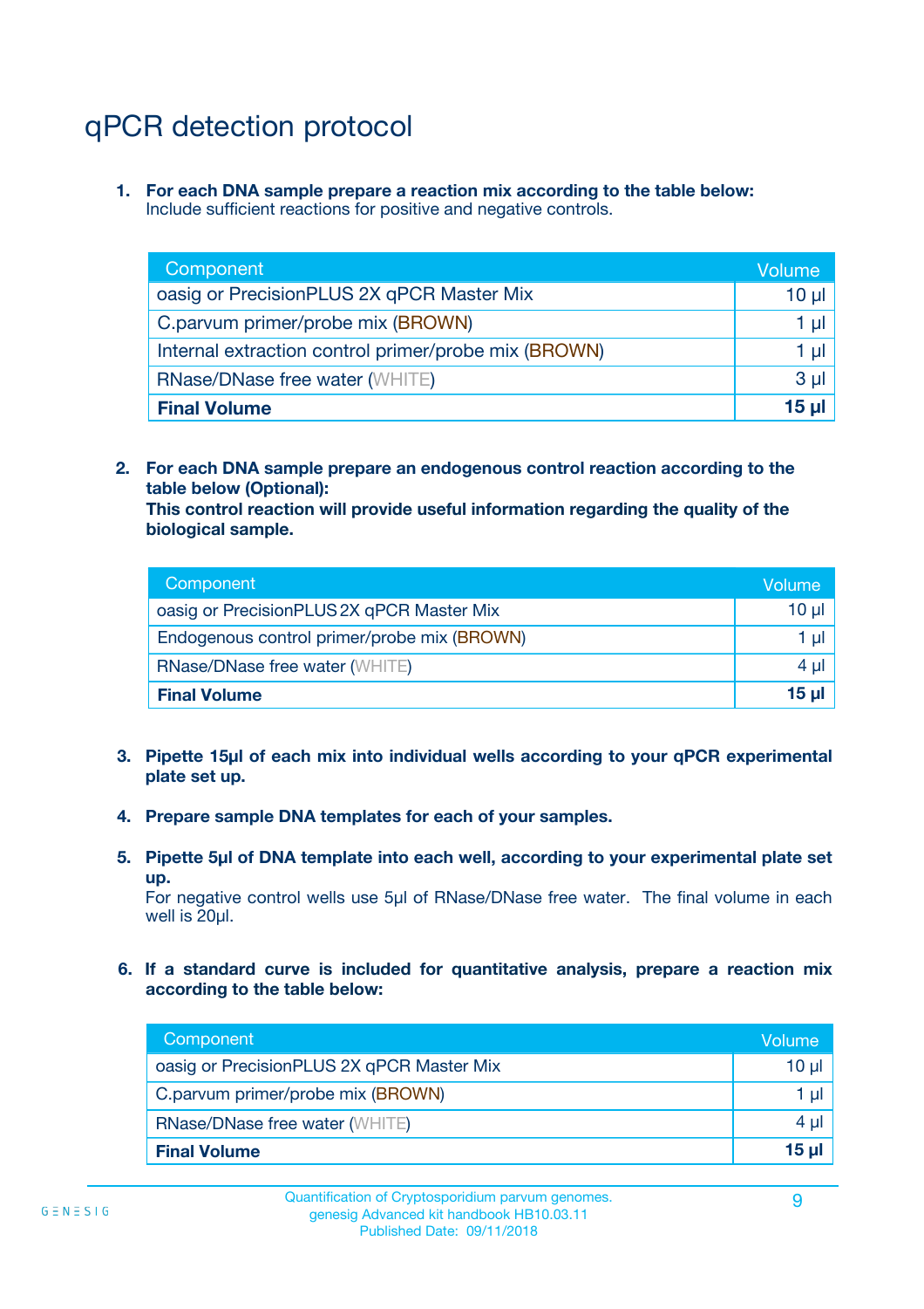# qPCR detection protocol

1. **For each DNA sample prepare a reaction mix according to the table below:**
   Include sufficient reactions for positive and negative controls.

| Component | Volume |
|---|---|
| oasig or PrecisionPLUS 2X qPCR Master Mix | 10 µl |
| C.parvum primer/probe mix (BROWN) | 1 µl |
| Internal extraction control primer/probe mix (BROWN) | 1 µl |
| RNase/DNase free water (WHITE) | 3 µl |
| **Final Volume** | **15 µl** |

2. **For each DNA sample prepare an endogenous control reaction according to the table below (Optional):**
   **This control reaction will provide useful information regarding the quality of the biological sample.**

| Component | Volume |
|---|---|
| oasig or PrecisionPLUS 2X qPCR Master Mix | 10 µl |
| Endogenous control primer/probe mix (BROWN) | 1 µl |
| RNase/DNase free water (WHITE) | 4 µl |
| **Final Volume** | **15 µl** |

3. **Pipette 15µl of each mix into individual wells according to your qPCR experimental plate set up.**

4. **Prepare sample DNA templates for each of your samples.**

5. **Pipette 5µl of DNA template into each well, according to your experimental plate set up.**
   For negative control wells use 5µl of RNase/DNase free water. The final volume in each well is 20µl.

6. **If a standard curve is included for quantitative analysis, prepare a reaction mix according to the table below:**

| Component | Volume |
|---|---|
| oasig or PrecisionPLUS 2X qPCR Master Mix | 10 µl |
| C.parvum primer/probe mix (BROWN) | 1 µl |
| RNase/DNase free water (WHITE) | 4 µl |
| **Final Volume** | **15 µl** |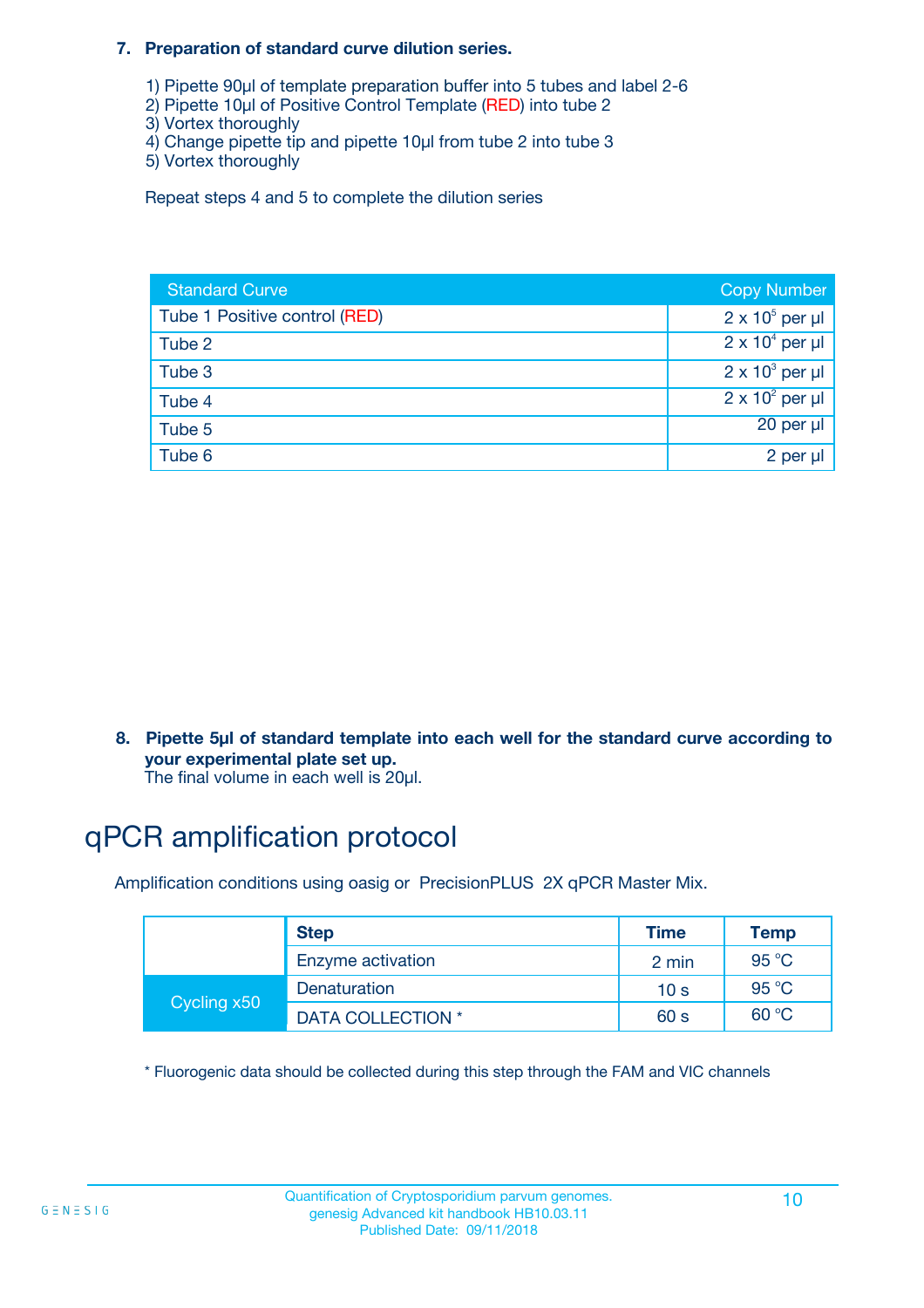**7. Preparation of standard curve dilution series.**

1) Pipette 90µl of template preparation buffer into 5 tubes and label 2-6
2) Pipette 10µl of Positive Control Template (RED) into tube 2
3) Vortex thoroughly
4) Change pipette tip and pipette 10µl from tube 2 into tube 3
5) Vortex thoroughly

Repeat steps 4 and 5 to complete the dilution series

| Standard Curve | Copy Number |
|---|---|
| Tube 1 Positive control (RED) | $2 \times 10^5$ per µl |
| Tube 2 | $2 \times 10^4$ per µl |
| Tube 3 | $2 \times 10^3$ per µl |
| Tube 4 | $2 \times 10^2$ per µl |
| Tube 5 | 20 per µl |
| Tube 6 | 2 per µl |

**8. Pipette 5µl of standard template into each well for the standard curve according to your experimental plate set up.**
The final volume in each well is 20µl.

# qPCR amplification protocol

Amplification conditions using oasig or PrecisionPLUS 2X qPCR Master Mix.

| | Step | Time | Temp |
|---|---|---|---|
| | Enzyme activation | 2 min | 95 °C |
| Cycling x50 | Denaturation | 10 s | 95 °C |
| | DATA COLLECTION * | 60 s | 60 °C |

\* Fluorogenic data should be collected during this step through the FAM and VIC channels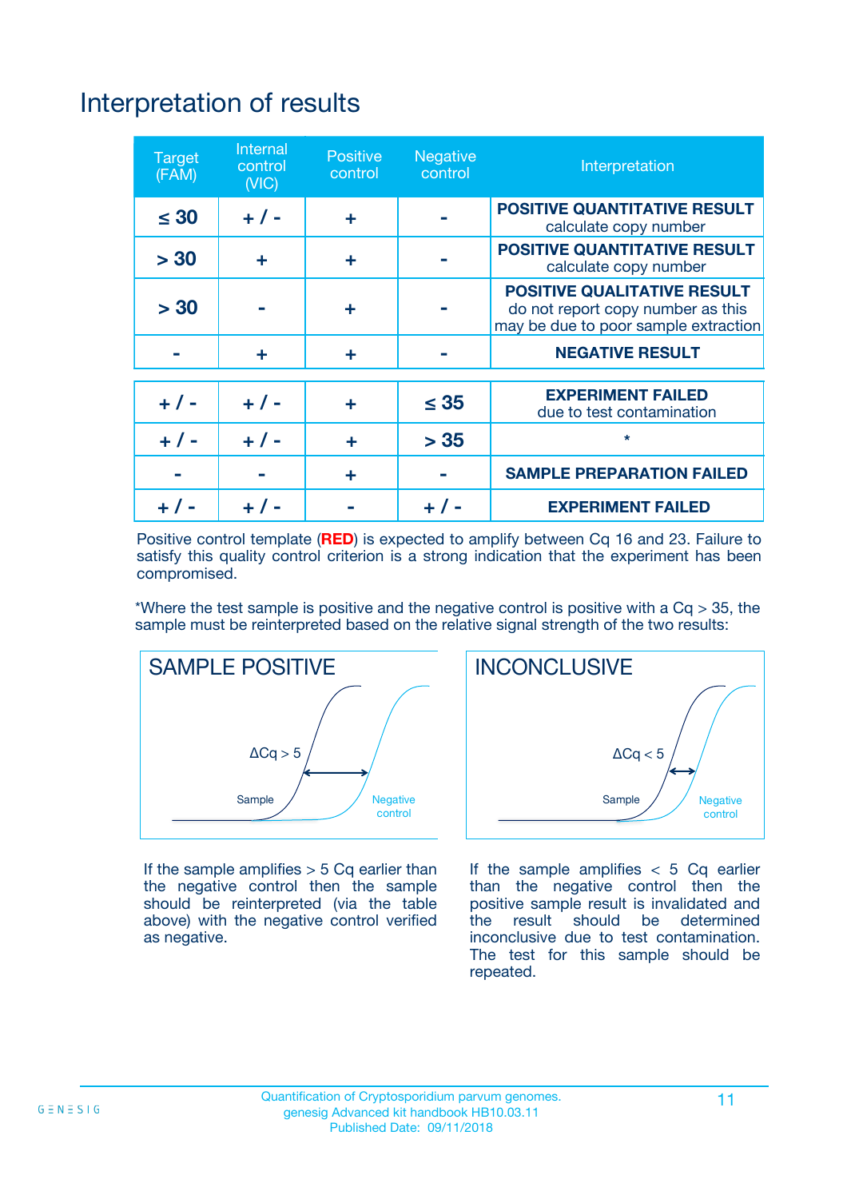# Interpretation of results

| Target (FAM) | Internal control (VIC) | Positive control | Negative control | Interpretation |
|---|---|---|---|---|
| ≤ 30 | + / - | + | - | **POSITIVE QUANTITATIVE RESULT** calculate copy number |
| > 30 | + | + | - | **POSITIVE QUANTITATIVE RESULT** calculate copy number |
| > 30 | - | + | - | **POSITIVE QUALITATIVE RESULT** do not report copy number as this may be due to poor sample extraction |
| - | + | + | - | **NEGATIVE RESULT** |
| + / - | + / - | + | ≤ 35 | **EXPERIMENT FAILED** due to test contamination |
| + / - | + / - | + | > 35 | * |
| - | - | + | - | **SAMPLE PREPARATION FAILED** |
| + / - | + / - | - | + / - | **EXPERIMENT FAILED** |

Positive control template (**RED**) is expected to amplify between Cq 16 and 23. Failure to satisfy this quality control criterion is a strong indication that the experiment has been compromised.

*Where the test sample is positive and the negative control is positive with a Cq > 35, the sample must be reinterpreted based on the relative signal strength of the two results:

## SAMPLE POSITIVE

ΔCq > 5

Sample

Negative control

If the sample amplifies > 5 Cq earlier than the negative control then the sample should be reinterpreted (via the table above) with the negative control verified as negative.

## INCONCLUSIVE

ΔCq < 5

Sample

Negative control

If the sample amplifies < 5 Cq earlier than the negative control then the positive sample result is invalidated and the result should be determined inconclusive due to test contamination. The test for this sample should be repeated.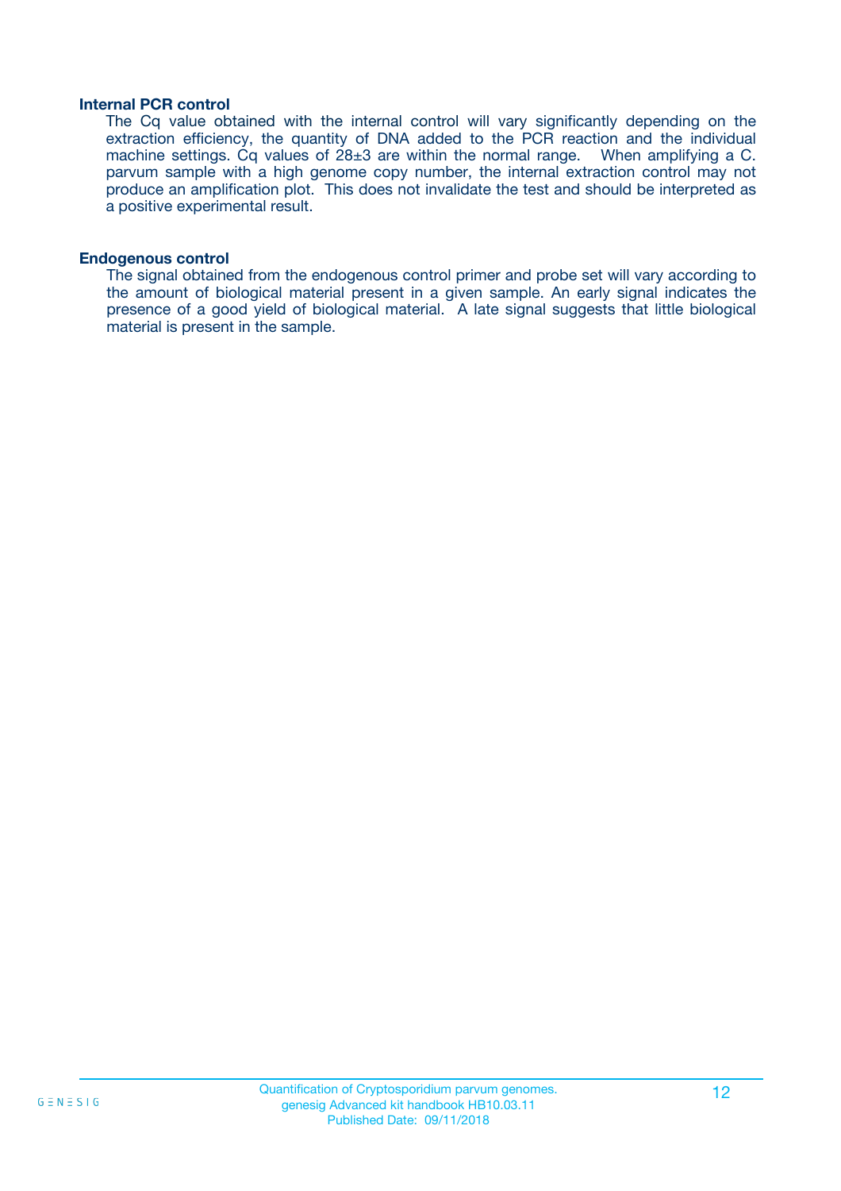### Internal PCR control

The Cq value obtained with the internal control will vary significantly depending on the extraction efficiency, the quantity of DNA added to the PCR reaction and the individual machine settings. Cq values of $28 \pm 3$ are within the normal range. When amplifying a C. parvum sample with a high genome copy number, the internal extraction control may not produce an amplification plot. This does not invalidate the test and should be interpreted as a positive experimental result.

### Endogenous control

The signal obtained from the endogenous control primer and probe set will vary according to the amount of biological material present in a given sample. An early signal indicates the presence of a good yield of biological material. A late signal suggests that little biological material is present in the sample.